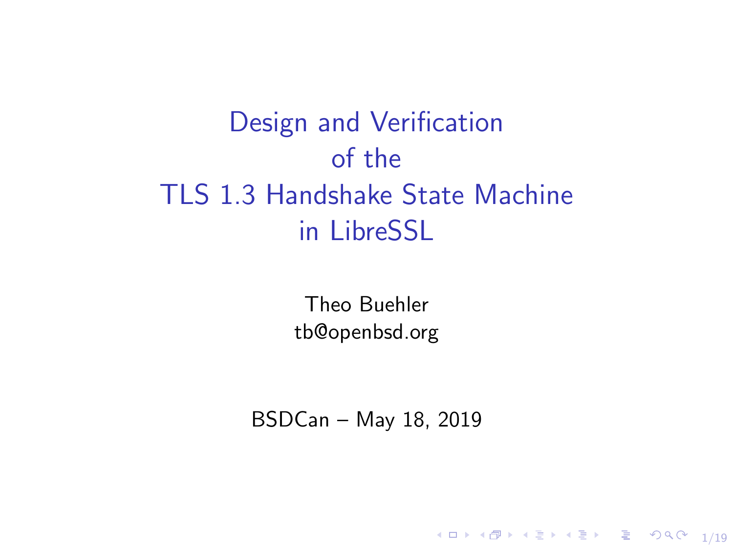# Design and Verification of the TLS 1.3 Handshake State Machine in LibreSSL

Theo Buehler
tb@openbsd.org

BSDCan – May 18, 2019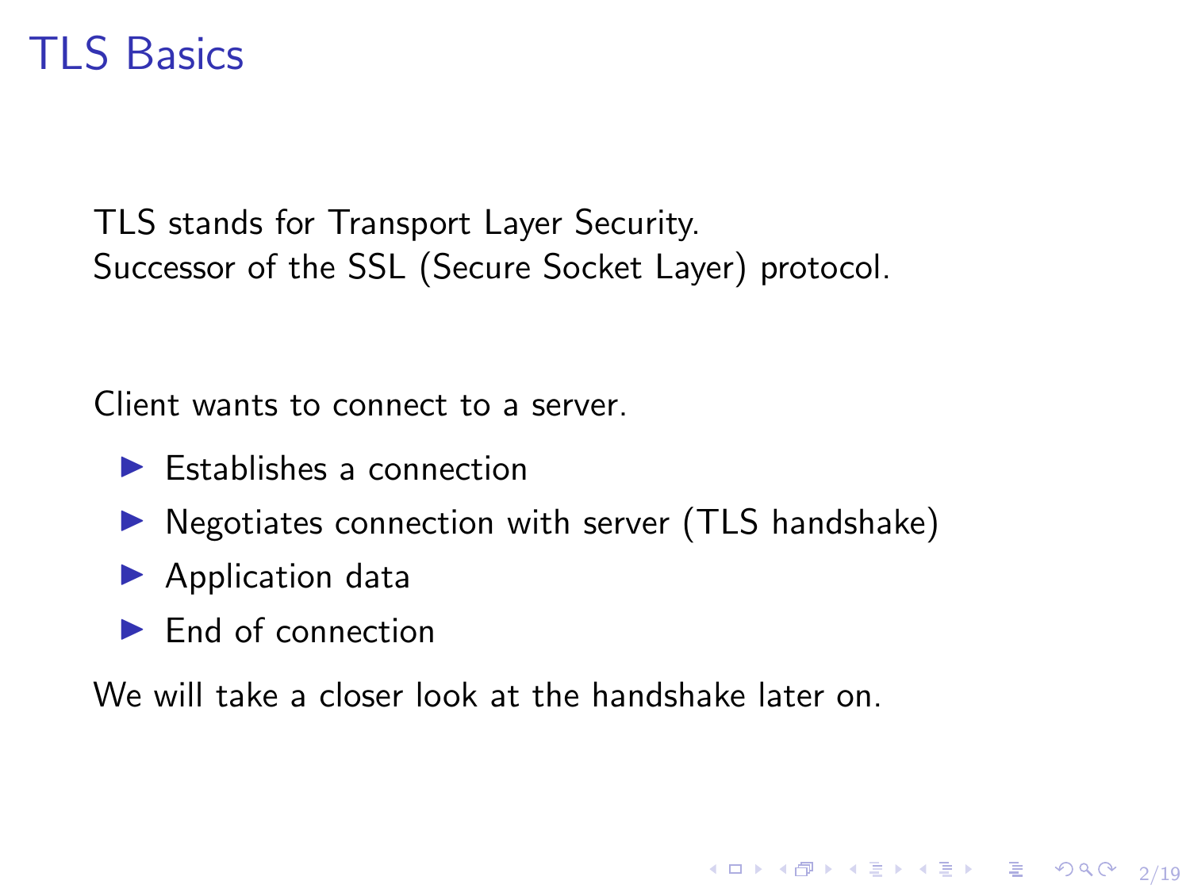# TLS Basics

TLS stands for Transport Layer Security.
Successor of the SSL (Secure Socket Layer) protocol.

Client wants to connect to a server.

- Establishes a connection
- Negotiates connection with server (TLS handshake)
- Application data
- End of connection

We will take a closer look at the handshake later on.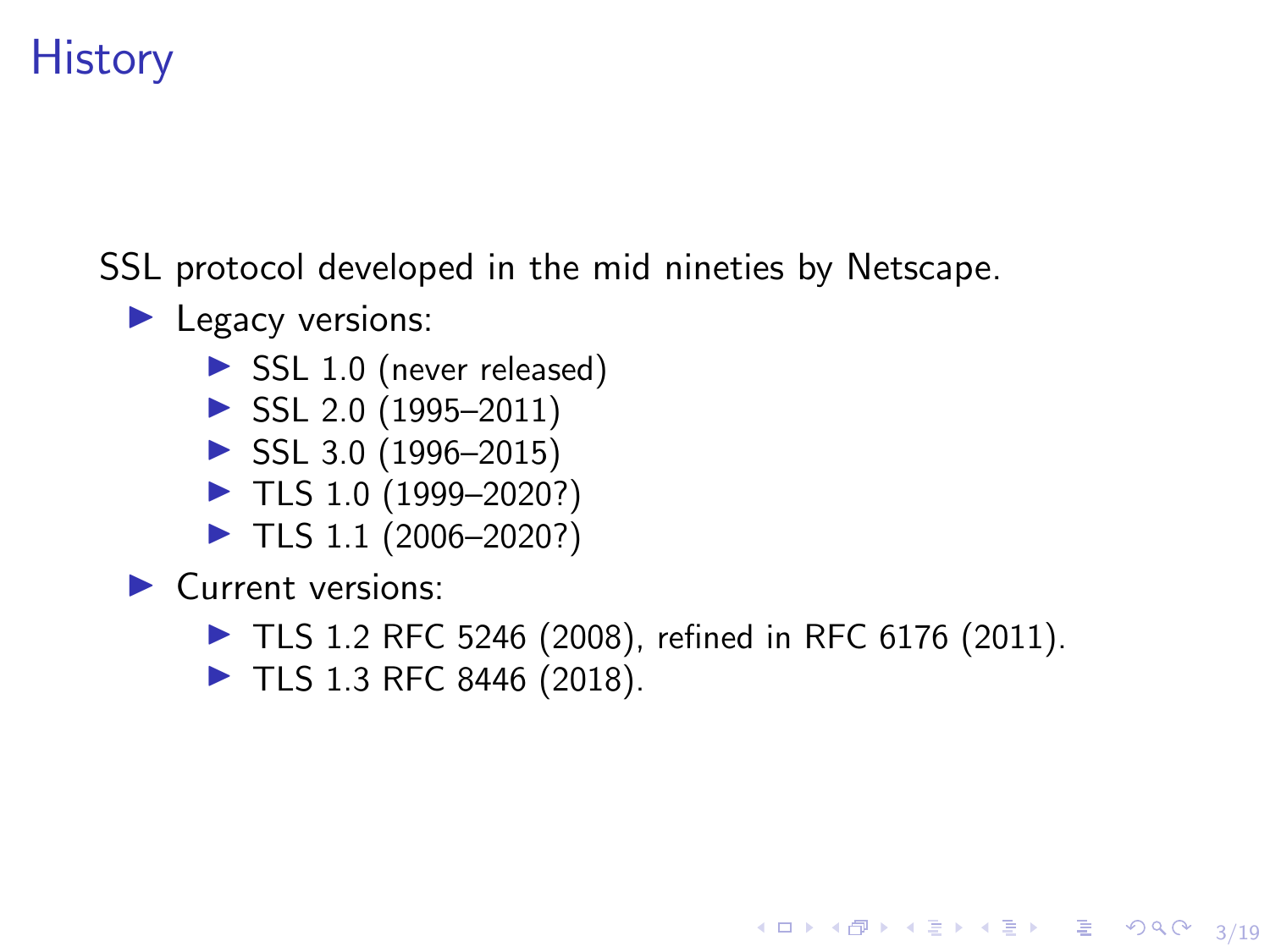# History

SSL protocol developed in the mid nineties by Netscape.

- Legacy versions:
  - SSL 1.0 (never released)
  - SSL 2.0 (1995–2011)
  - SSL 3.0 (1996–2015)
  - TLS 1.0 (1999–2020?)
  - TLS 1.1 (2006–2020?)
- Current versions:
  - TLS 1.2 RFC 5246 (2008), refined in RFC 6176 (2011).
  - TLS 1.3 RFC 8446 (2018).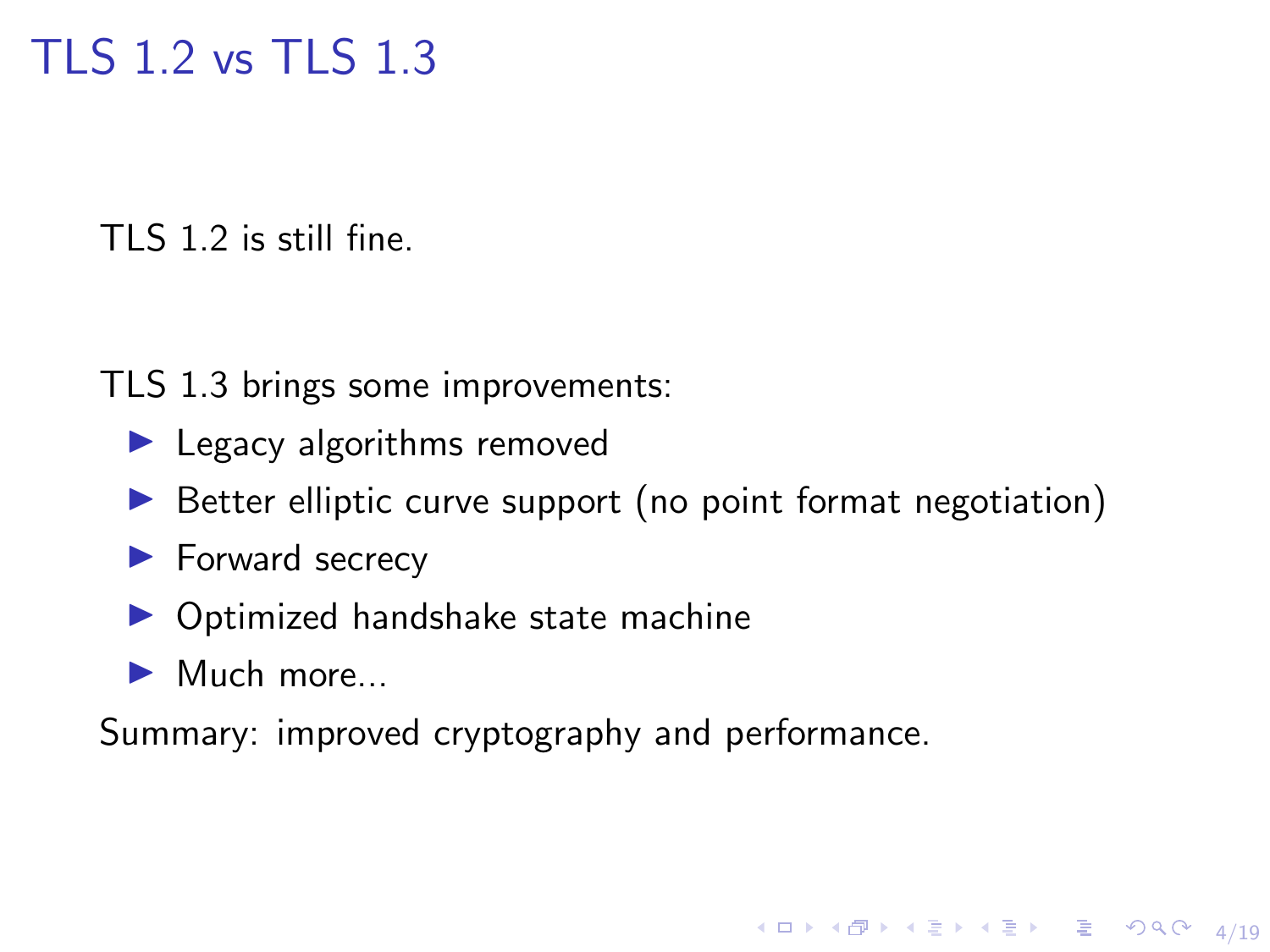# TLS 1.2 vs TLS 1.3

TLS 1.2 is still fine.

TLS 1.3 brings some improvements:

- Legacy algorithms removed
- Better elliptic curve support (no point format negotiation)
- Forward secrecy
- Optimized handshake state machine
- Much more...

Summary: improved cryptography and performance.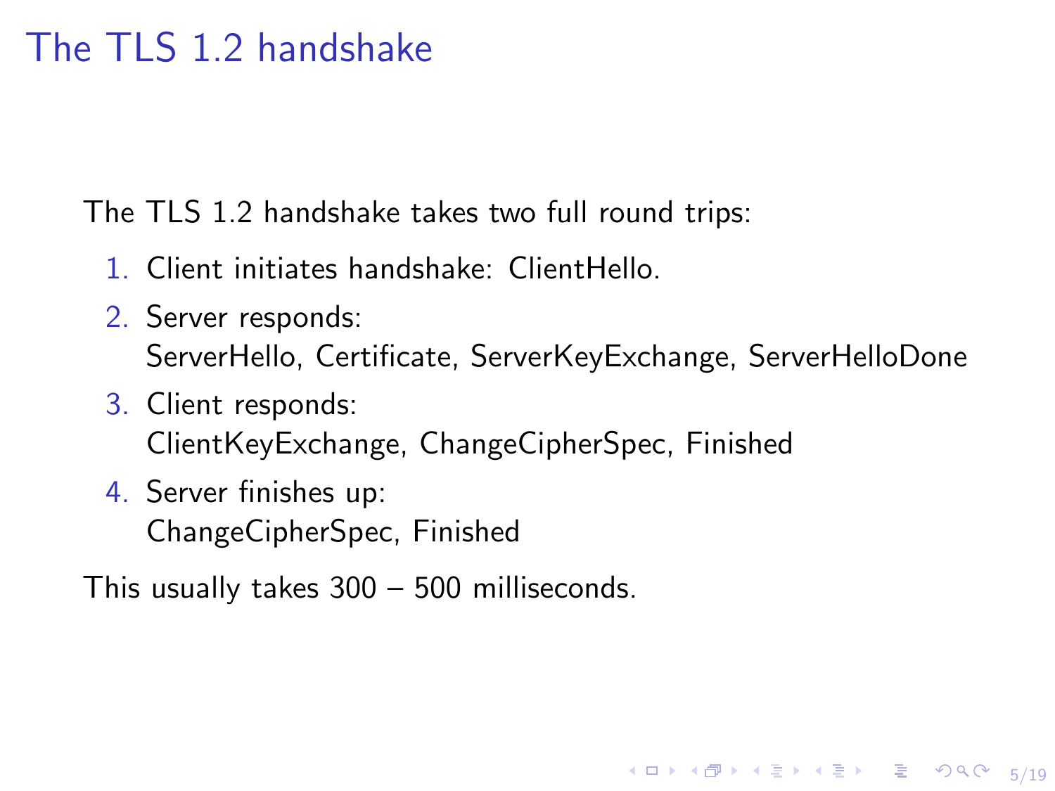# The TLS 1.2 handshake

The TLS 1.2 handshake takes two full round trips:

1. Client initiates handshake: ClientHello.
2. Server responds:
   ServerHello, Certificate, ServerKeyExchange, ServerHelloDone
3. Client responds:
   ClientKeyExchange, ChangeCipherSpec, Finished
4. Server finishes up:
   ChangeCipherSpec, Finished

This usually takes 300 – 500 milliseconds.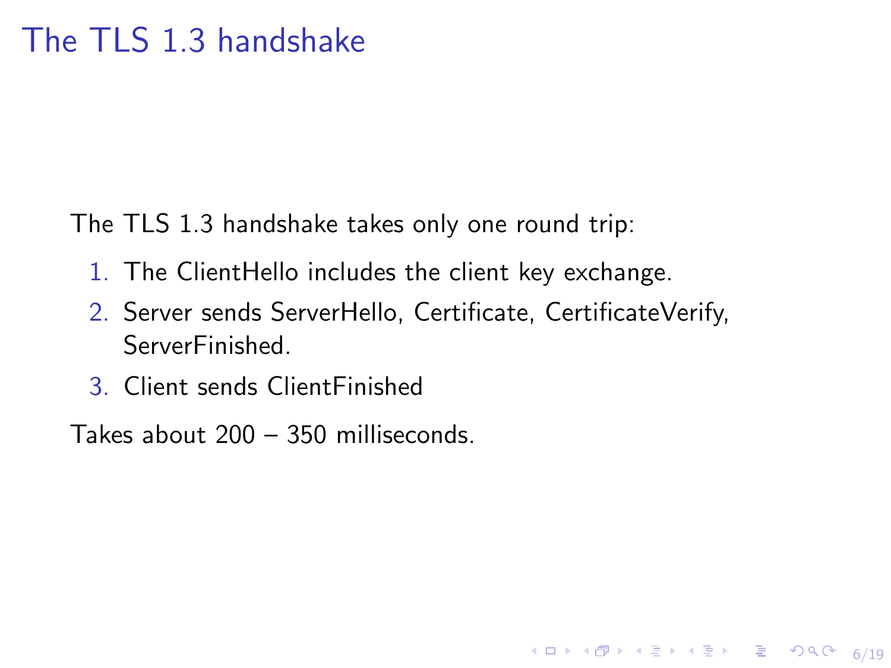# The TLS 1.3 handshake

The TLS 1.3 handshake takes only one round trip:

1. The ClientHello includes the client key exchange.
2. Server sends ServerHello, Certificate, CertificateVerify, ServerFinished.
3. Client sends ClientFinished

Takes about 200 – 350 milliseconds.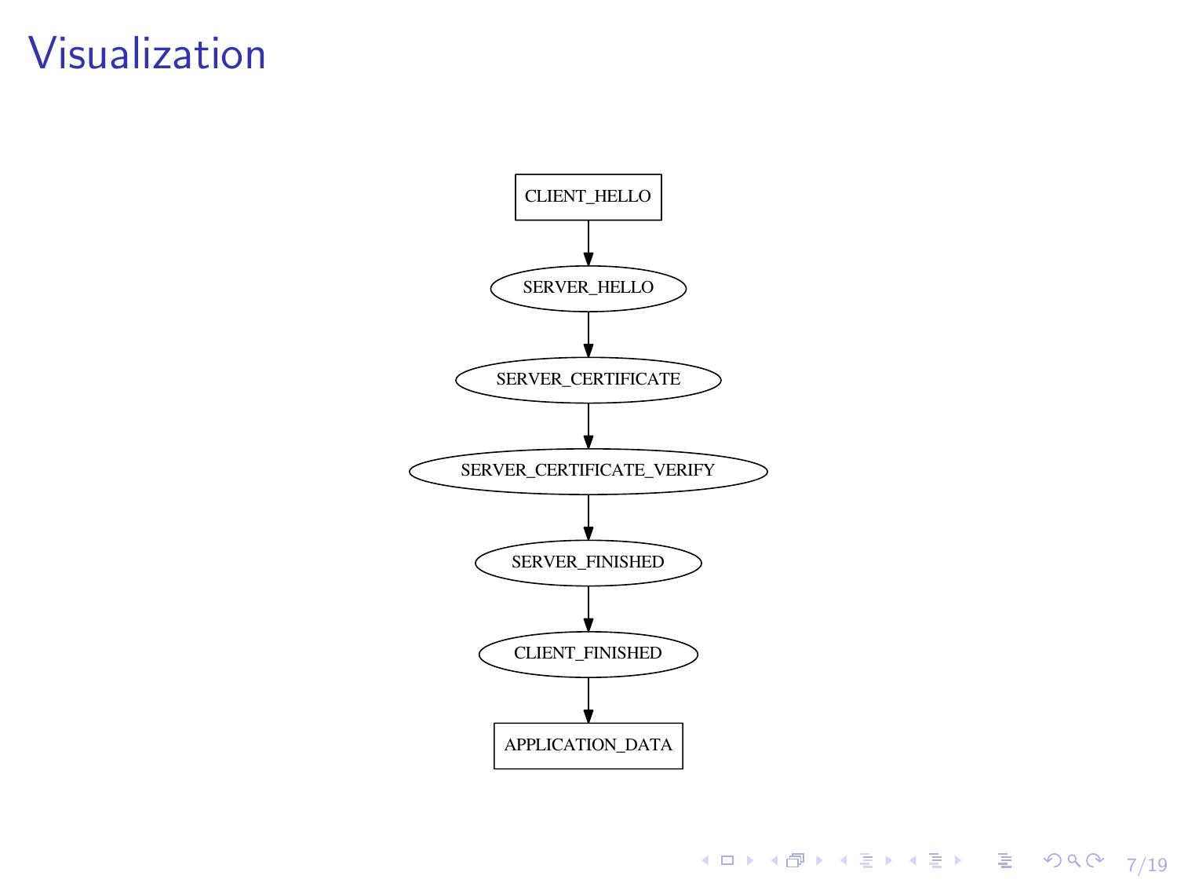# Visualization

CLIENT_HELLO

SERVER_HELLO

SERVER_CERTIFICATE

SERVER_CERTIFICATE_VERIFY

SERVER_FINISHED

CLIENT_FINISHED

APPLICATION_DATA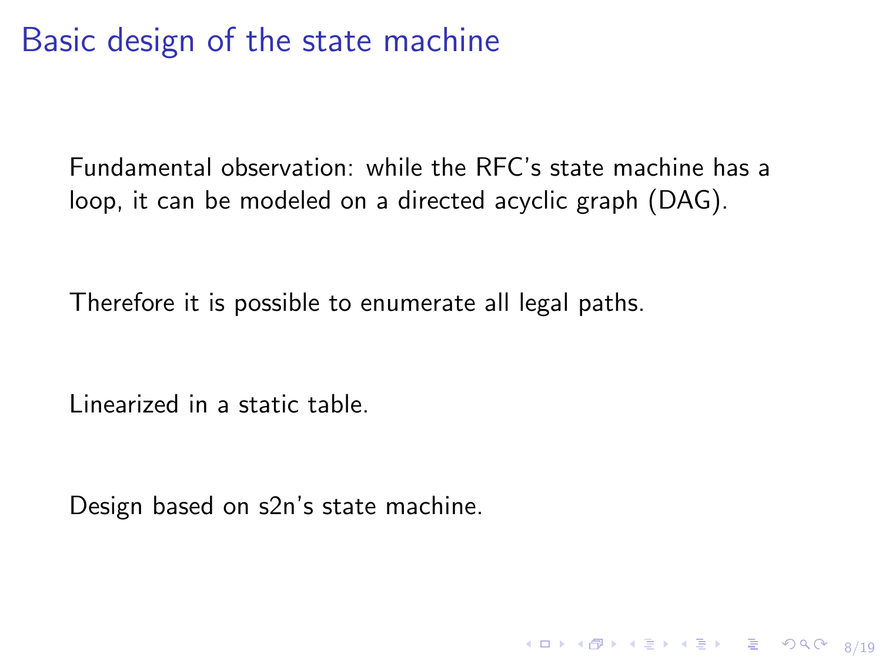# Basic design of the state machine

Fundamental observation: while the RFC's state machine has a loop, it can be modeled on a directed acyclic graph (DAG).

Therefore it is possible to enumerate all legal paths.

Linearized in a static table.

Design based on s2n's state machine.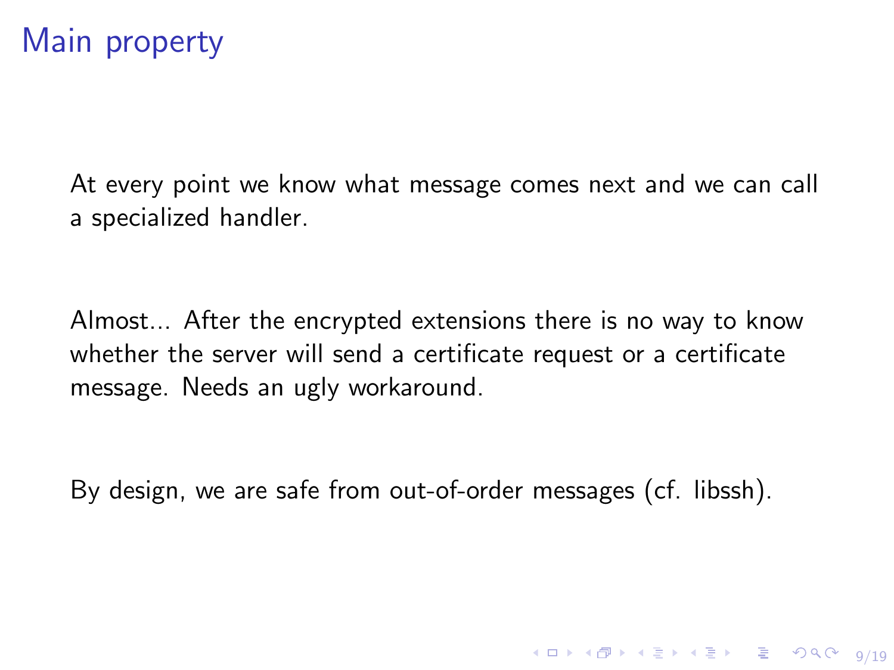# Main property

At every point we know what message comes next and we can call a specialized handler.

Almost... After the encrypted extensions there is no way to know whether the server will send a certificate request or a certificate message. Needs an ugly workaround.

By design, we are safe from out-of-order messages (cf. libssh).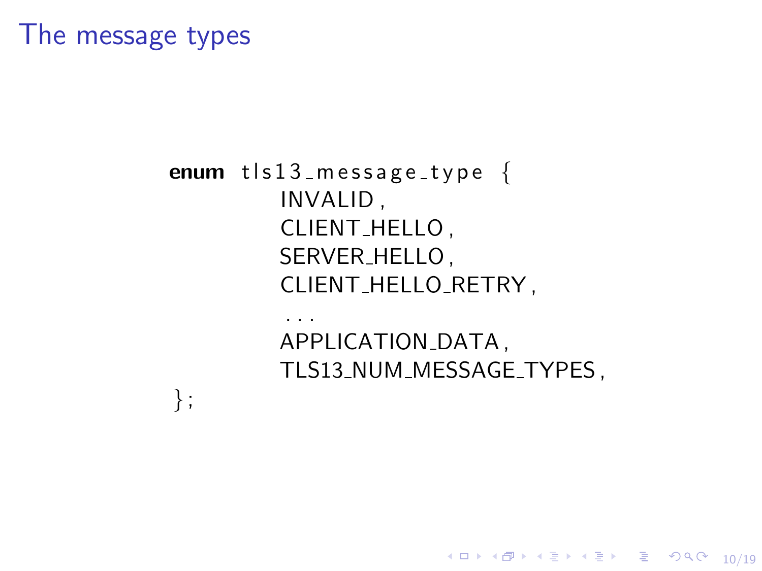# The message types

```
enum tls13_message_type {
        INVALID,
        CLIENT_HELLO,
        SERVER_HELLO,
        CLIENT_HELLO_RETRY,
        ...
        APPLICATION_DATA,
        TLS13_NUM_MESSAGE_TYPES,
};
```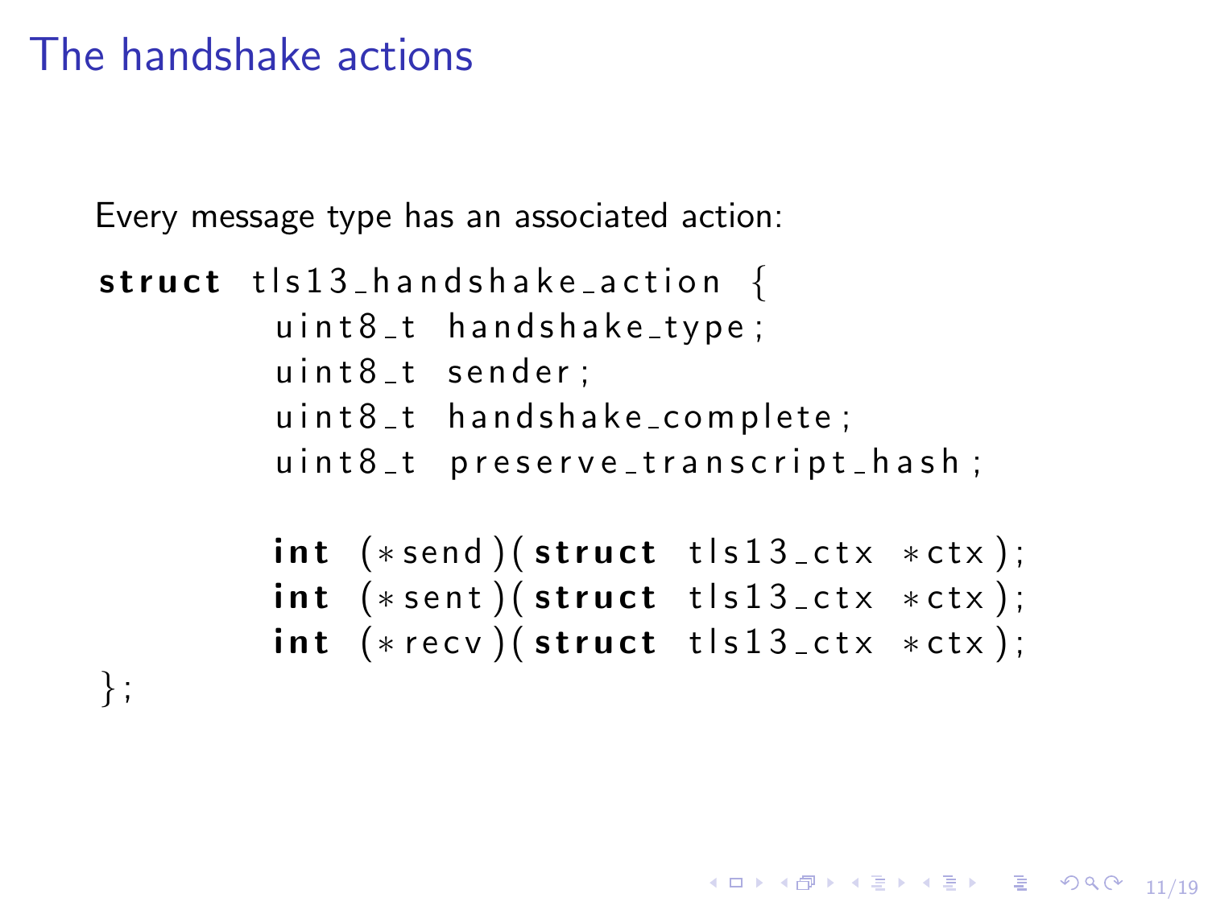# The handshake actions

Every message type has an associated action:

```
struct tls13_handshake_action {
        uint8_t handshake_type;
        uint8_t sender;
        uint8_t handshake_complete;
        uint8_t preserve_transcript_hash;

        int (*send)(struct tls13_ctx *ctx);
        int (*sent)(struct tls13_ctx *ctx);
        int (*recv)(struct tls13_ctx *ctx);
};
```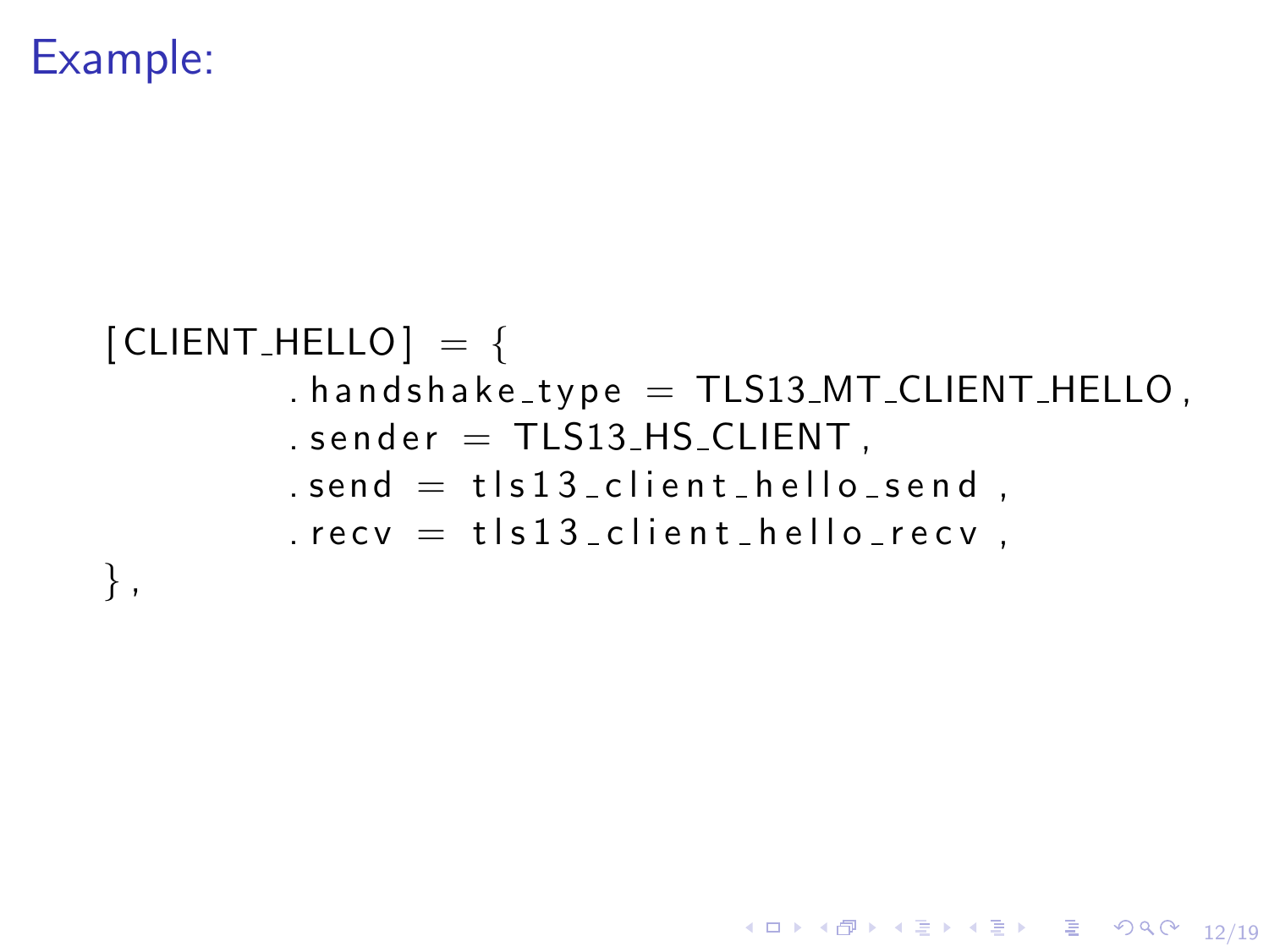Example:

```
[CLIENT_HELLO] = {
        .handshake_type = TLS13_MT_CLIENT_HELLO,
        .sender = TLS13_HS_CLIENT,
        .send = tls13_client_hello_send,
        .recv = tls13_client_hello_recv,
},
```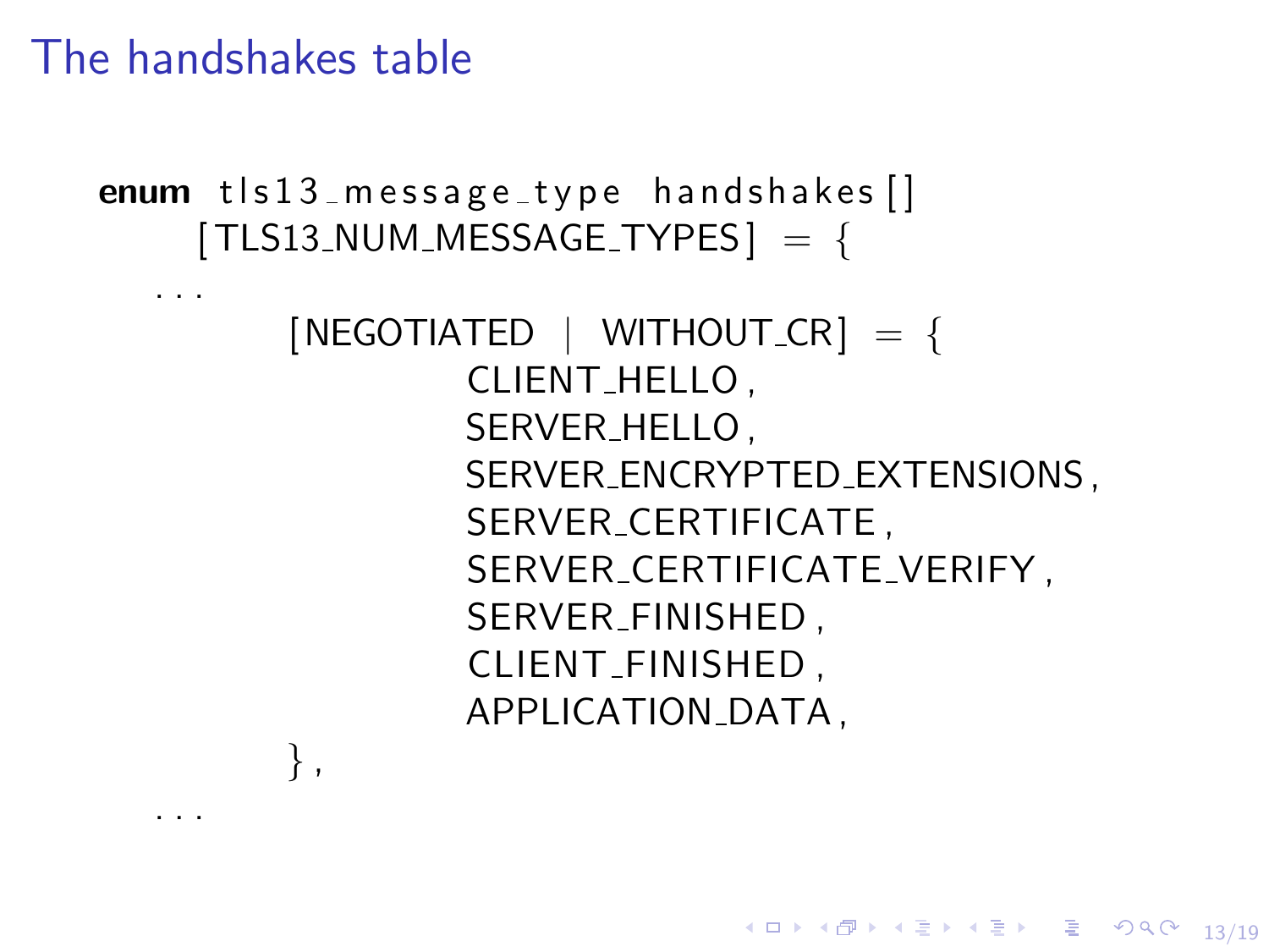# The handshakes table

```
enum tls13_message_type handshakes[]
    [TLS13_NUM_MESSAGE_TYPES] = {
  ...
        [NEGOTIATED | WITHOUT_CR] = {
                CLIENT_HELLO,
                SERVER_HELLO,
                SERVER_ENCRYPTED_EXTENSIONS,
                SERVER_CERTIFICATE,
                SERVER_CERTIFICATE_VERIFY,
                SERVER_FINISHED,
                CLIENT_FINISHED,
                APPLICATION_DATA,
        },
  ...
```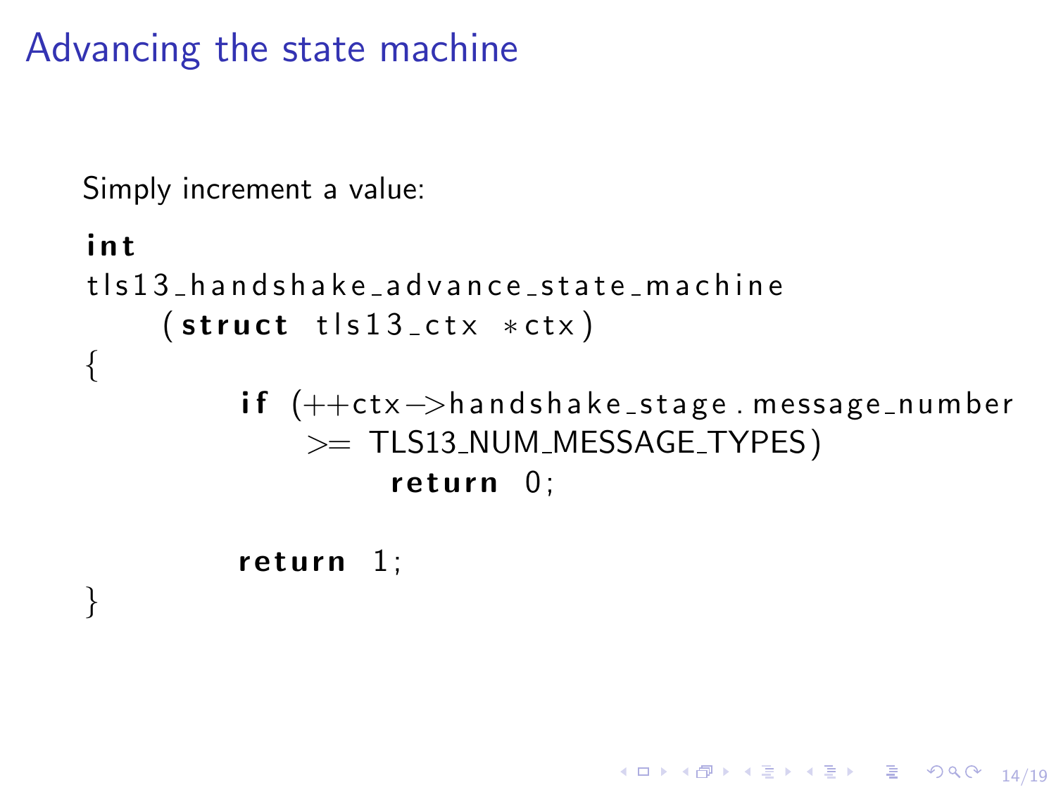# Advancing the state machine

Simply increment a value:

```
int
tls13_handshake_advance_state_machine
    (struct tls13_ctx *ctx)
{
        if (++ctx->handshake_stage.message_number
            >= TLS13_NUM_MESSAGE_TYPES)
                return 0;

        return 1;
}
```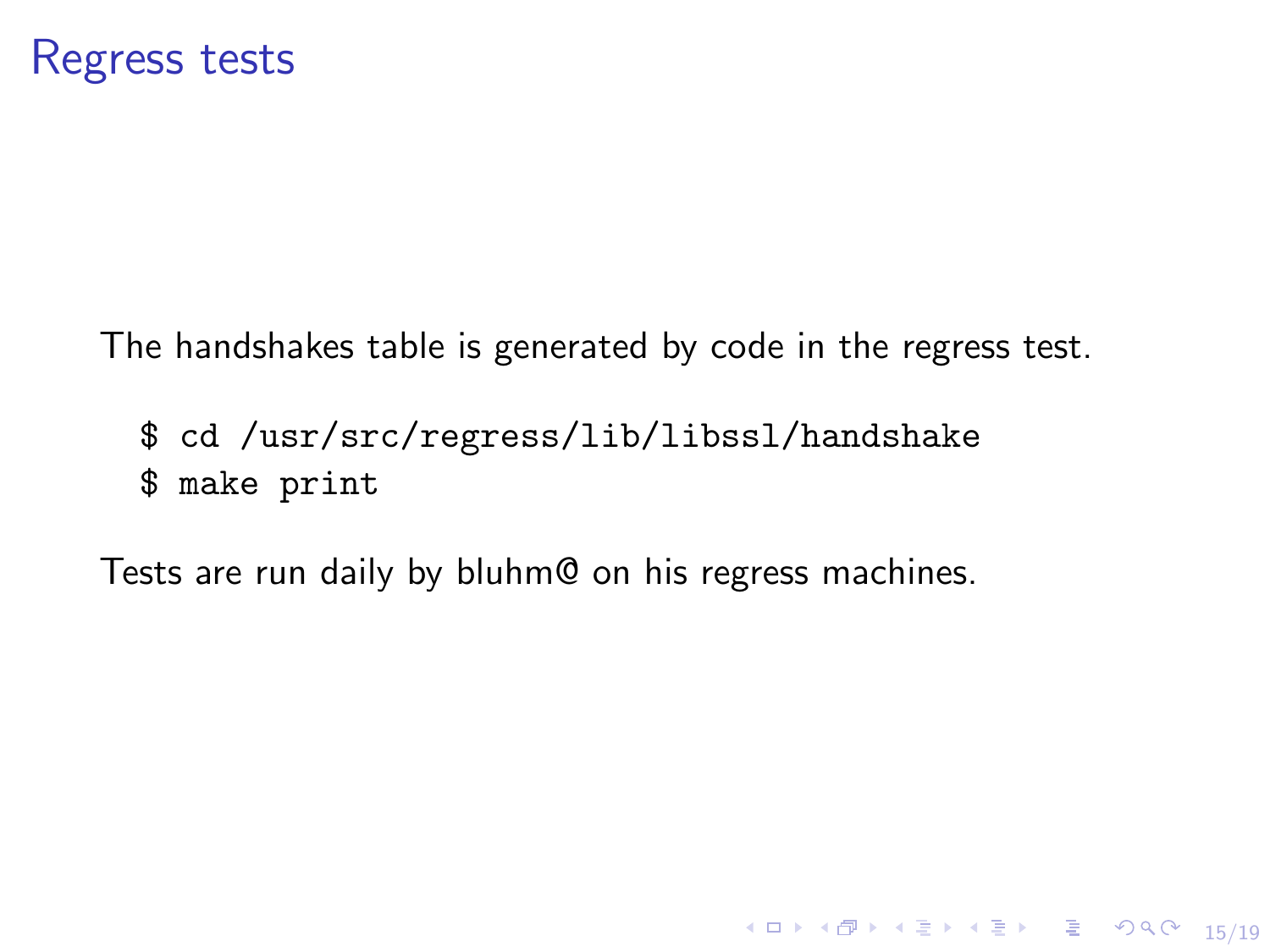# Regress tests

The handshakes table is generated by code in the regress test.

```
$ cd /usr/src/regress/lib/libssl/handshake
$ make print
```

Tests are run daily by bluhm@ on his regress machines.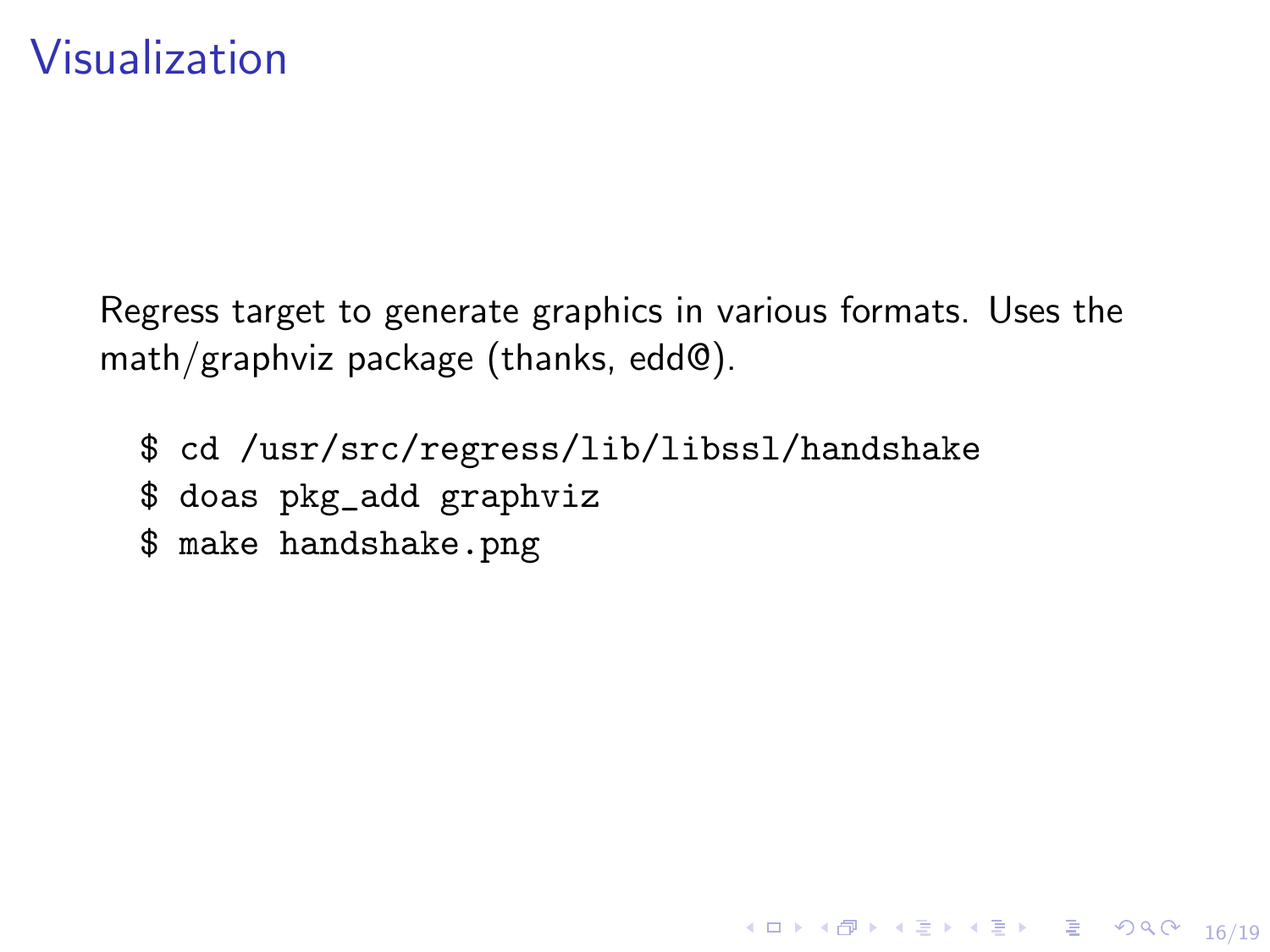# Visualization

Regress target to generate graphics in various formats. Uses the math/graphviz package (thanks, edd@).

```
$ cd /usr/src/regress/lib/libssl/handshake
$ doas pkg_add graphviz
$ make handshake.png
```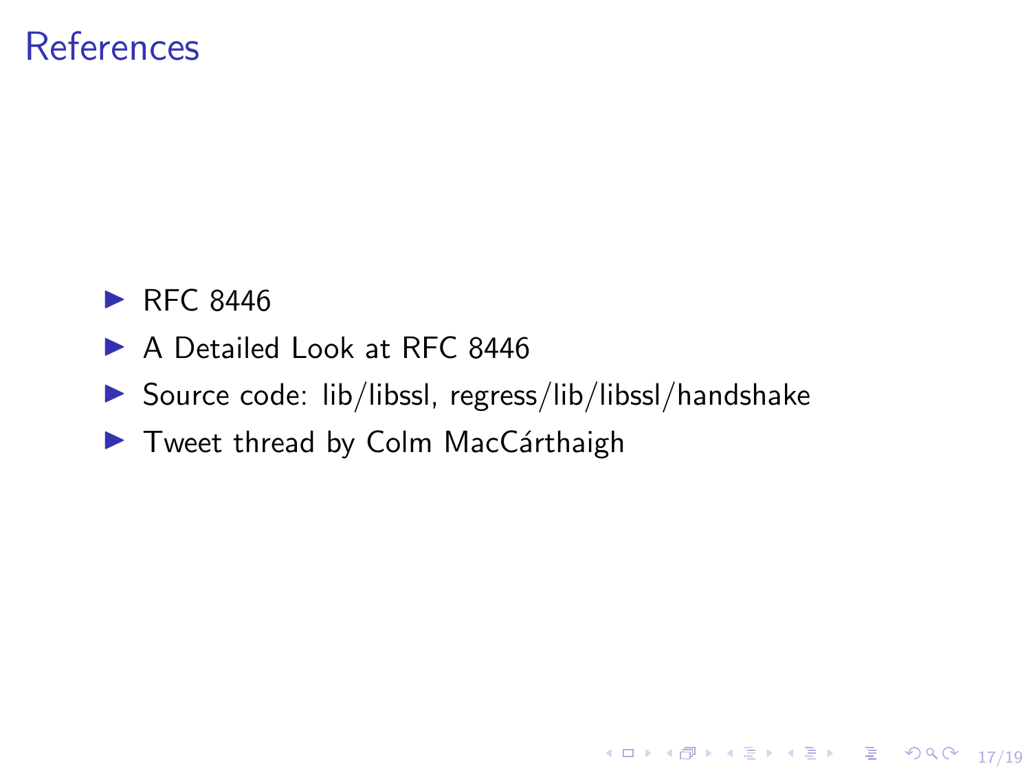# References

- RFC 8446
- A Detailed Look at RFC 8446
- Source code: lib/libssl, regress/lib/libssl/handshake
- Tweet thread by Colm MacCárthaigh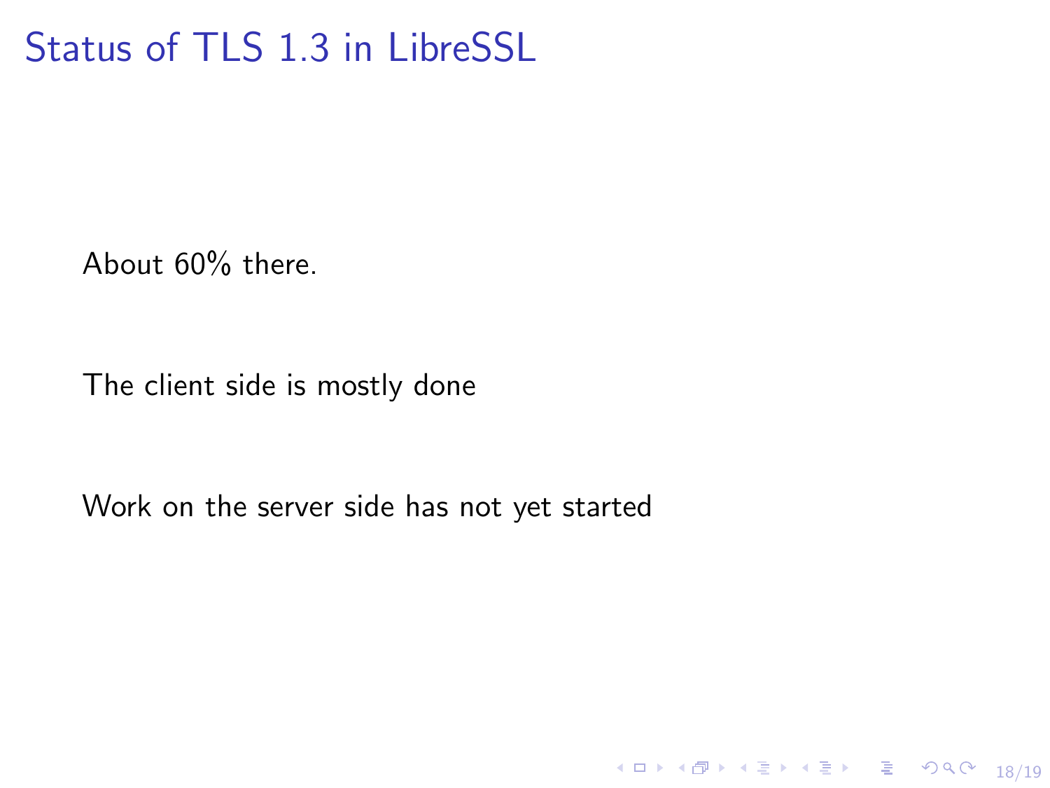# Status of TLS 1.3 in LibreSSL

About 60% there.

The client side is mostly done

Work on the server side has not yet started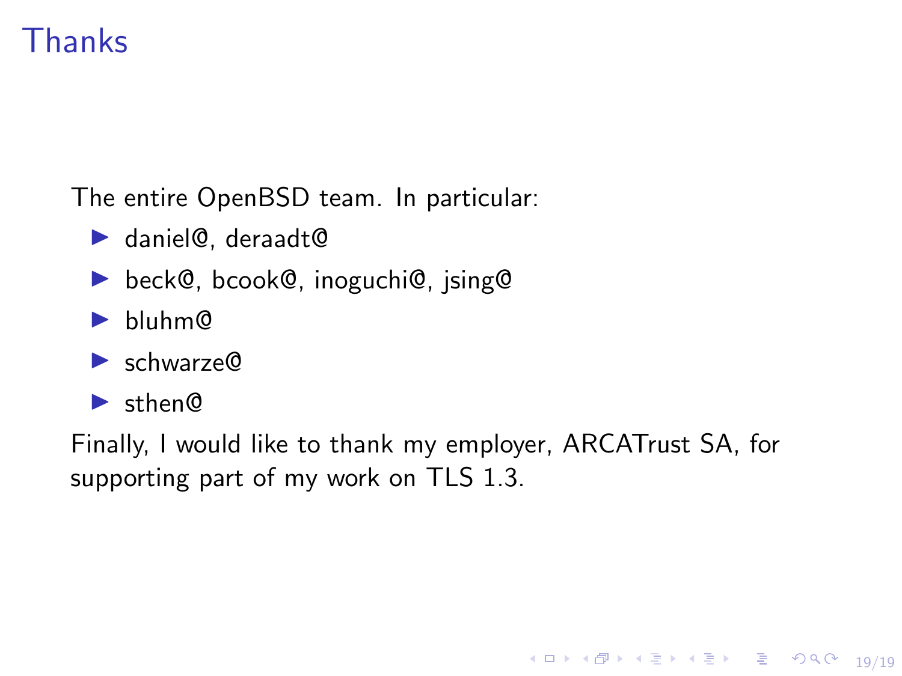# Thanks

The entire OpenBSD team. In particular:

- daniel@, deraadt@
- beck@, bcook@, inoguchi@, jsing@
- bluhm@
- schwarze@
- sthen@

Finally, I would like to thank my employer, ARCATrust SA, for supporting part of my work on TLS 1.3.